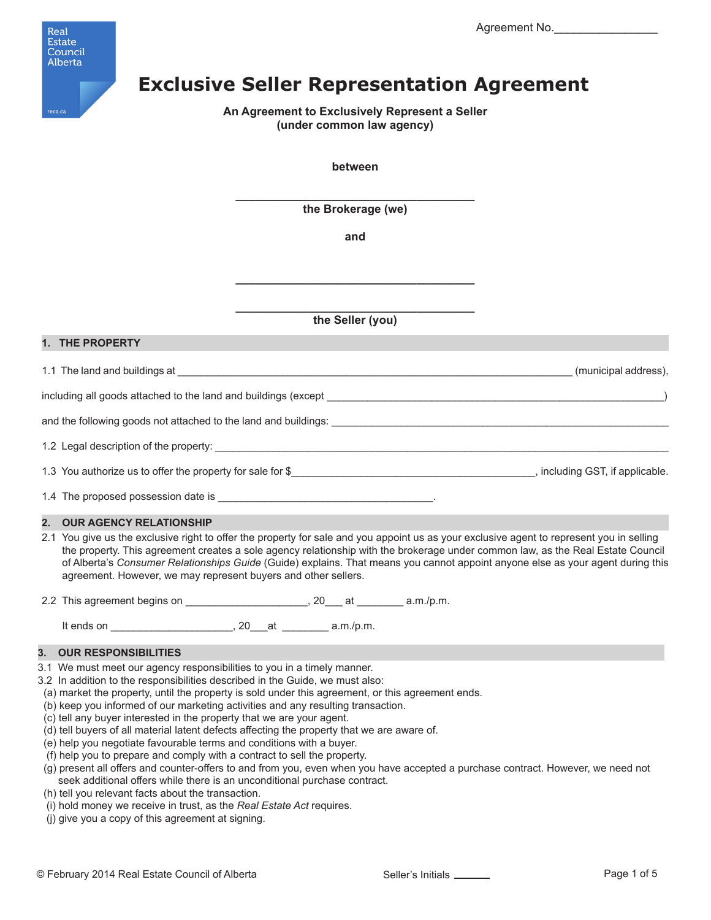Real Estate Council Alberta

reca.ca

Agreement No.________________

# Exclusive Seller Representation Agreement

**An Agreement to Exclusively Represent a Seller**
**(under common law agency)**

**between**

_____________________________________
**the Brokerage (we)**

**and**

_____________________________________

_____________________________________
**the Seller (you)**

## 1. THE PROPERTY

1.1 The land and buildings at ________________________________________________________________ (municipal address),

including all goods attached to the land and buildings (except ____________________________________________________________)

and the following goods not attached to the land and buildings: ____________________________________________________________

1.2 Legal description of the property: ________________________________________________________________________________

1.3 You authorize us to offer the property for sale for $__________________________________________, including GST, if applicable.

1.4 The proposed possession date is _____________________________________.

## 2. OUR AGENCY RELATIONSHIP

2.1 You give us the exclusive right to offer the property for sale and you appoint us as your exclusive agent to represent you in selling the property. This agreement creates a sole agency relationship with the brokerage under common law, as the Real Estate Council of Alberta's *Consumer Relationships Guide* (Guide) explains. That means you cannot appoint anyone else as your agent during this agreement. However, we may represent buyers and other sellers.

2.2 This agreement begins on _____________________, 20___ at ________ a.m./p.m.

It ends on _____________________, 20___at ________ a.m./p.m.

## 3. OUR RESPONSIBILITIES

3.1 We must meet our agency responsibilities to you in a timely manner.

3.2 In addition to the responsibilities described in the Guide, we must also:

(a) market the property, until the property is sold under this agreement, or this agreement ends.
(b) keep you informed of our marketing activities and any resulting transaction.
(c) tell any buyer interested in the property that we are your agent.
(d) tell buyers of all material latent defects affecting the property that we are aware of.
(e) help you negotiate favourable terms and conditions with a buyer.
(f) help you to prepare and comply with a contract to sell the property.
(g) present all offers and counter-offers to and from you, even when you have accepted a purchase contract. However, we need not seek additional offers while there is an unconditional purchase contract.
(h) tell you relevant facts about the transaction.
(i) hold money we receive in trust, as the *Real Estate Act* requires.
(j) give you a copy of this agreement at signing.

© February 2014 Real Estate Council of Alberta

Seller's Initials ______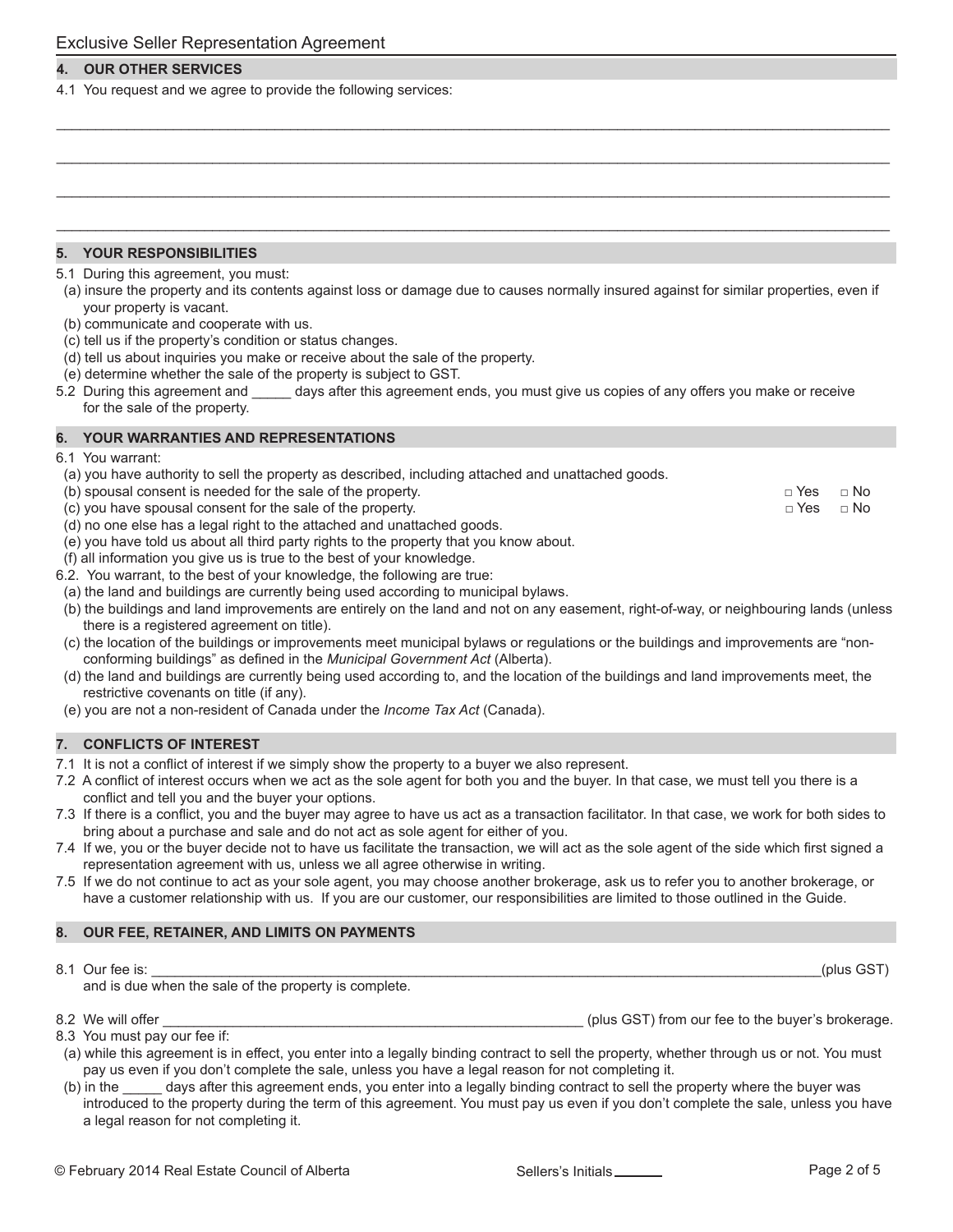## 4. OUR OTHER SERVICES

4.1 You request and we agree to provide the following services:

______________________________________________________________________________

______________________________________________________________________________

______________________________________________________________________________

______________________________________________________________________________

## 5. YOUR RESPONSIBILITIES

5.1 During this agreement, you must:

(a) insure the property and its contents against loss or damage due to causes normally insured against for similar properties, even if your property is vacant.

(b) communicate and cooperate with us.

(c) tell us if the property's condition or status changes.

(d) tell us about inquiries you make or receive about the sale of the property.

(e) determine whether the sale of the property is subject to GST.

5.2 During this agreement and _____ days after this agreement ends, you must give us copies of any offers you make or receive for the sale of the property.

## 6. YOUR WARRANTIES AND REPRESENTATIONS

6.1 You warrant:

(a) you have authority to sell the property as described, including attached and unattached goods.

(b) spousal consent is needed for the sale of the property. □ Yes □ No

(c) you have spousal consent for the sale of the property. □ Yes □ No

(d) no one else has a legal right to the attached and unattached goods.

(e) you have told us about all third party rights to the property that you know about.

(f) all information you give us is true to the best of your knowledge.

6.2. You warrant, to the best of your knowledge, the following are true:

(a) the land and buildings are currently being used according to municipal bylaws.

(b) the buildings and land improvements are entirely on the land and not on any easement, right-of-way, or neighbouring lands (unless there is a registered agreement on title).

(c) the location of the buildings or improvements meet municipal bylaws or regulations or the buildings and improvements are "non-conforming buildings" as defined in the *Municipal Government Act* (Alberta).

(d) the land and buildings are currently being used according to, and the location of the buildings and land improvements meet, the restrictive covenants on title (if any).

(e) you are not a non-resident of Canada under the *Income Tax Act* (Canada).

## 7. CONFLICTS OF INTEREST

7.1 It is not a conflict of interest if we simply show the property to a buyer we also represent.

7.2 A conflict of interest occurs when we act as the sole agent for both you and the buyer. In that case, we must tell you there is a conflict and tell you and the buyer your options.

7.3 If there is a conflict, you and the buyer may agree to have us act as a transaction facilitator. In that case, we work for both sides to bring about a purchase and sale and do not act as sole agent for either of you.

7.4 If we, you or the buyer decide not to have us facilitate the transaction, we will act as the sole agent of the side which first signed a representation agreement with us, unless we all agree otherwise in writing.

7.5 If we do not continue to act as your sole agent, you may choose another brokerage, ask us to refer you to another brokerage, or have a customer relationship with us. If you are our customer, our responsibilities are limited to those outlined in the Guide.

## 8. OUR FEE, RETAINER, AND LIMITS ON PAYMENTS

8.1 Our fee is: ______________________________________________________________(plus GST) and is due when the sale of the property is complete.

8.2 We will offer ____________________________________________ (plus GST) from our fee to the buyer's brokerage.

8.3 You must pay our fee if:

(a) while this agreement is in effect, you enter into a legally binding contract to sell the property, whether through us or not. You must pay us even if you don't complete the sale, unless you have a legal reason for not completing it.

(b) in the _____ days after this agreement ends, you enter into a legally binding contract to sell the property where the buyer was introduced to the property during the term of this agreement. You must pay us even if you don't complete the sale, unless you have a legal reason for not completing it.

Sellers's Initials ______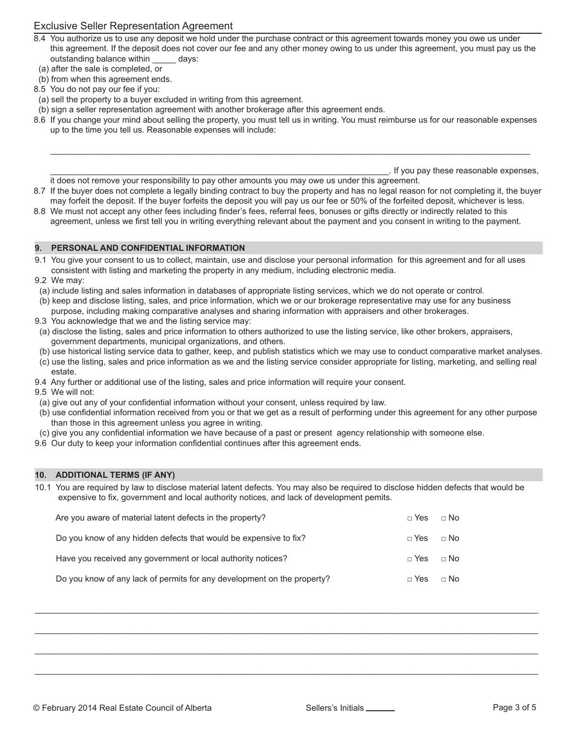8.4 You authorize us to use any deposit we hold under the purchase contract or this agreement towards money you owe us under this agreement. If the deposit does not cover our fee and any other money owing to us under this agreement, you must pay us the outstanding balance within _____ days:

(a) after the sale is completed, or

(b) from when this agreement ends.

8.5 You do not pay our fee if you:

(a) sell the property to a buyer excluded in writing from this agreement.

(b) sign a seller representation agreement with another brokerage after this agreement ends.

8.6 If you change your mind about selling the property, you must tell us in writing. You must reimburse us for our reasonable expenses up to the time you tell us. Reasonable expenses will include:

______________________________________________________________________________________________

______________________________________________________________________________. If you pay these reasonable expenses, it does not remove your responsibility to pay other amounts you may owe us under this agreement.

8.7 If the buyer does not complete a legally binding contract to buy the property and has no legal reason for not completing it, the buyer may forfeit the deposit. If the buyer forfeits the deposit you will pay us our fee or 50% of the forfeited deposit, whichever is less.

8.8 We must not accept any other fees including finder's fees, referral fees, bonuses or gifts directly or indirectly related to this agreement, unless we first tell you in writing everything relevant about the payment and you consent in writing to the payment.

## 9. PERSONAL AND CONFIDENTIAL INFORMATION

9.1 You give your consent to us to collect, maintain, use and disclose your personal information for this agreement and for all uses consistent with listing and marketing the property in any medium, including electronic media.

9.2 We may:

(a) include listing and sales information in databases of appropriate listing services, which we do not operate or control.

(b) keep and disclose listing, sales, and price information, which we or our brokerage representative may use for any business purpose, including making comparative analyses and sharing information with appraisers and other brokerages.

9.3 You acknowledge that we and the listing service may:

(a) disclose the listing, sales and price information to others authorized to use the listing service, like other brokers, appraisers, government departments, municipal organizations, and others.

(b) use historical listing service data to gather, keep, and publish statistics which we may use to conduct comparative market analyses.

(c) use the listing, sales and price information as we and the listing service consider appropriate for listing, marketing, and selling real estate.

9.4 Any further or additional use of the listing, sales and price information will require your consent.

9.5 We will not:

(a) give out any of your confidential information without your consent, unless required by law.

(b) use confidential information received from you or that we get as a result of performing under this agreement for any other purpose than those in this agreement unless you agree in writing.

(c) give you any confidential information we have because of a past or present agency relationship with someone else.

9.6 Our duty to keep your information confidential continues after this agreement ends.

## 10. ADDITIONAL TERMS (IF ANY)

10.1 You are required by law to disclose material latent defects. You may also be required to disclose hidden defects that would be expensive to fix, government and local authority notices, and lack of development pemits.

| | | |
|---|---|---|
| Are you aware of material latent defects in the property? | □ Yes | □ No |
| Do you know of any hidden defects that would be expensive to fix? | □ Yes | □ No |
| Have you received any government or local authority notices? | □ Yes | □ No |
| Do you know of any lack of permits for any development on the property? | □ Yes | □ No |

______________________________________________________________________________________________

______________________________________________________________________________________________

______________________________________________________________________________________________

______________________________________________________________________________________________

© February 2014 Real Estate Council of Alberta

Sellers's Initials ______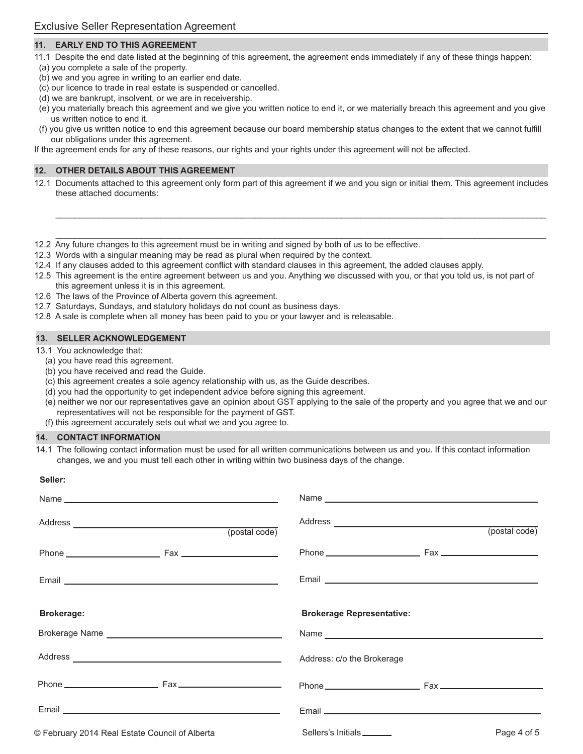## 11. EARLY END TO THIS AGREEMENT

11.1 Despite the end date listed at the beginning of this agreement, the agreement ends immediately if any of these things happen:

(a) you complete a sale of the property.
(b) we and you agree in writing to an earlier end date.
(c) our licence to trade in real estate is suspended or cancelled.
(d) we are bankrupt, insolvent, or we are in receivership.
(e) you materially breach this agreement and we give you written notice to end it, or we materially breach this agreement and you give us written notice to end it.
(f) you give us written notice to end this agreement because our board membership status changes to the extent that we cannot fulfill our obligations under this agreement.

If the agreement ends for any of these reasons, our rights and your rights under this agreement will not be affected.

## 12. OTHER DETAILS ABOUT THIS AGREEMENT

12.1 Documents attached to this agreement only form part of this agreement if we and you sign or initial them. This agreement includes these attached documents:

______________________________________________________________________________

______________________________________________________________________________

12.2 Any future changes to this agreement must be in writing and signed by both of us to be effective.
12.3 Words with a singular meaning may be read as plural when required by the context.
12.4 If any clauses added to this agreement conflict with standard clauses in this agreement, the added clauses apply.
12.5 This agreement is the entire agreement between us and you. Anything we discussed with you, or that you told us, is not part of this agreement unless it is in this agreement.
12.6 The laws of the Province of Alberta govern this agreement.
12.7 Saturdays, Sundays, and statutory holidays do not count as business days.
12.8 A sale is complete when all money has been paid to you or your lawyer and is releasable.

## 13. SELLER ACKNOWLEDGEMENT

13.1 You acknowledge that:

(a) you have read this agreement.
(b) you have received and read the Guide.
(c) this agreement creates a sole agency relationship with us, as the Guide describes.
(d) you had the opportunity to get independent advice before signing this agreement.
(e) neither we nor our representatives gave an opinion about GST applying to the sale of the property and you agree that we and our representatives will not be responsible for the payment of GST.
(f) this agreement accurately sets out what we and you agree to.

## 14. CONTACT INFORMATION

14.1 The following contact information must be used for all written communications between us and you. If this contact information changes, we and you must tell each other in writing within two business days of the change.

**Seller:**

Name ______________________________

Address ______________________________ (postal code)

Phone ______________ Fax ______________

Email ______________________________

Name ______________________________

Address ______________________________ (postal code)

Phone ______________ Fax ______________

Email ______________________________

**Brokerage:**

Brokerage Name ______________________________

Address ______________________________

Phone ______________ Fax ______________

Email ______________________________

**Brokerage Representative:**

Name ______________________________

Address: c/o the Brokerage

Phone ______________ Fax ______________

Email ______________________________

Sellers's Initials ______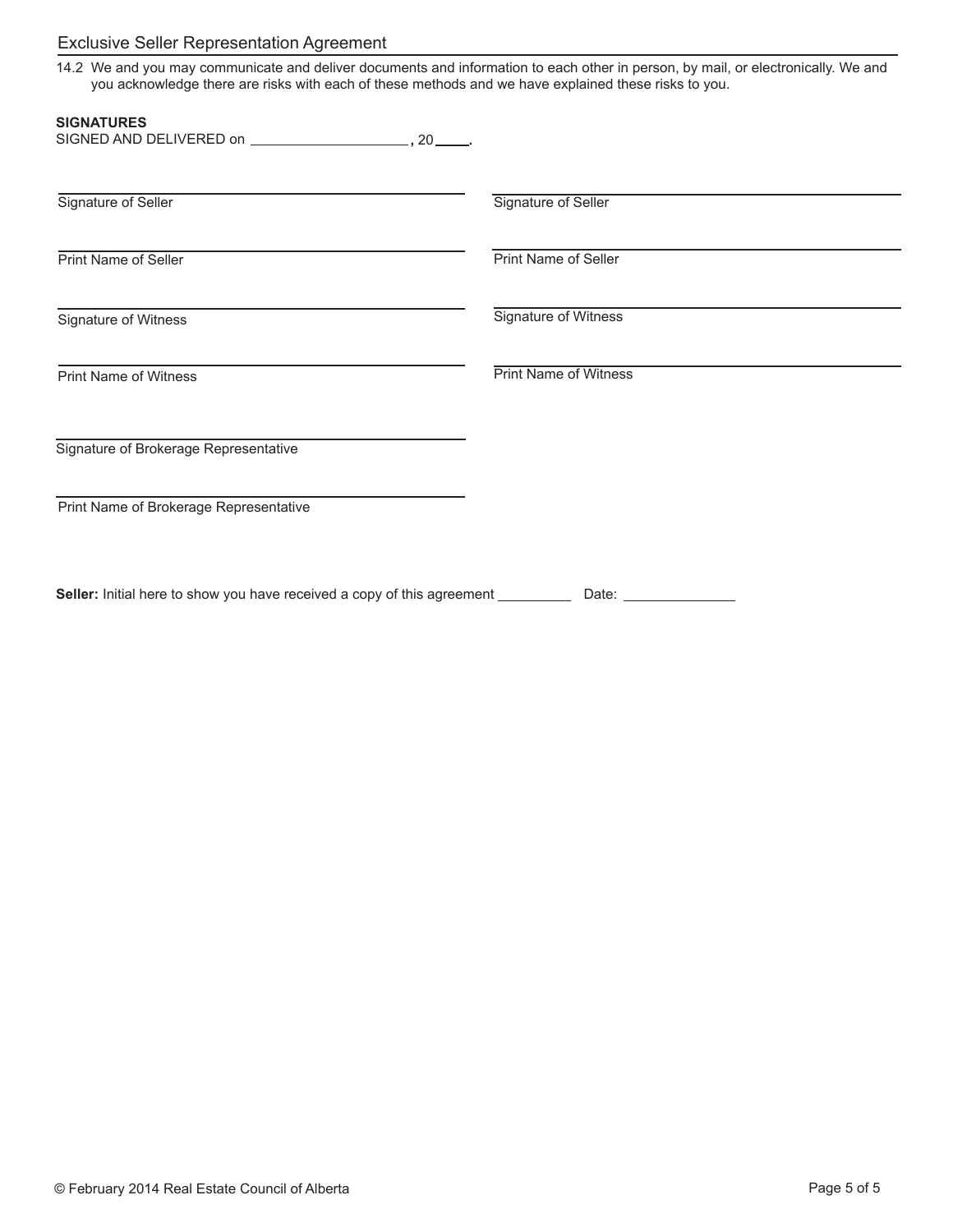14.2 We and you may communicate and deliver documents and information to each other in person, by mail, or electronically. We and you acknowledge there are risks with each of these methods and we have explained these risks to you.

**SIGNATURES**

SIGNED AND DELIVERED on ____________________, 20____.

| | |
|---|---|
| ______________________________ | ______________________________ |
| Signature of Seller | Signature of Seller |
| ______________________________ | ______________________________ |
| Print Name of Seller | Print Name of Seller |
| ______________________________ | ______________________________ |
| Signature of Witness | Signature of Witness |
| ______________________________ | ______________________________ |
| Print Name of Witness | Print Name of Witness |

______________________________
Signature of Brokerage Representative

______________________________
Print Name of Brokerage Representative

**Seller:** Initial here to show you have received a copy of this agreement __________ Date: _______________

© February 2014 Real Estate Council of Alberta